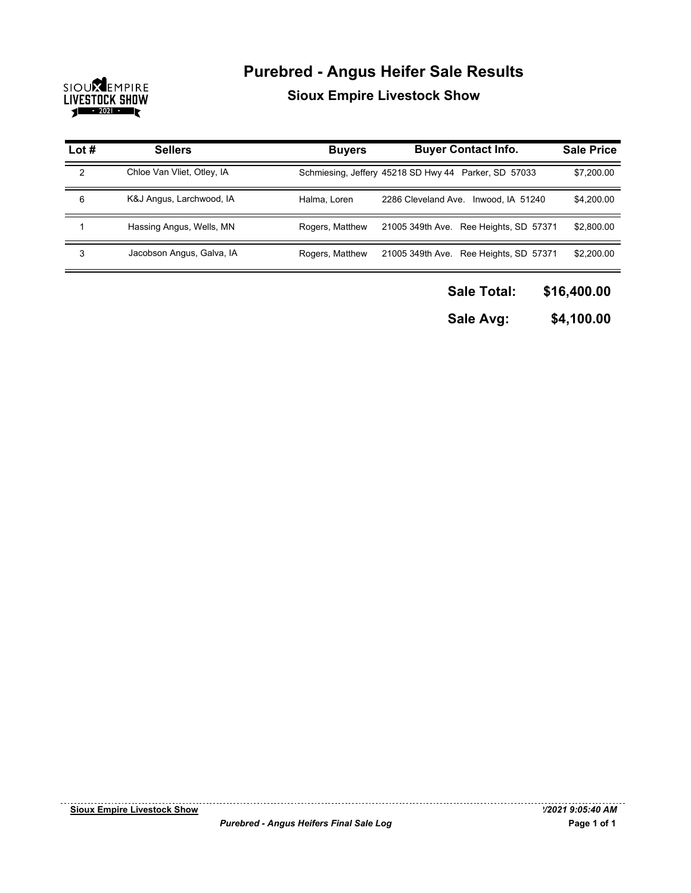# Purebred - Angus Heifer Sale Results

## Sioux Empire Livestock Show

| Lot # | Sellers | Buyers | Buyer Contact Info. | Sale Price |
|---|---|---|---|---|
| 2 | Chloe Van Vliet, Otley, IA | Schmiesing, Jeffery | 45218 SD Hwy 44 Parker, SD 57033 | $7,200.00 |
| 6 | K&J Angus, Larchwood, IA | Halma, Loren | 2286 Cleveland Ave. Inwood, IA 51240 | $4,200.00 |
| 1 | Hassing Angus, Wells, MN | Rogers, Matthew | 21005 349th Ave. Ree Heights, SD 57371 | $2,800.00 |
| 3 | Jacobson Angus, Galva, IA | Rogers, Matthew | 21005 349th Ave. Ree Heights, SD 57371 | $2,200.00 |

**Sale Total: $16,400.00**

**Sale Avg: $4,100.00**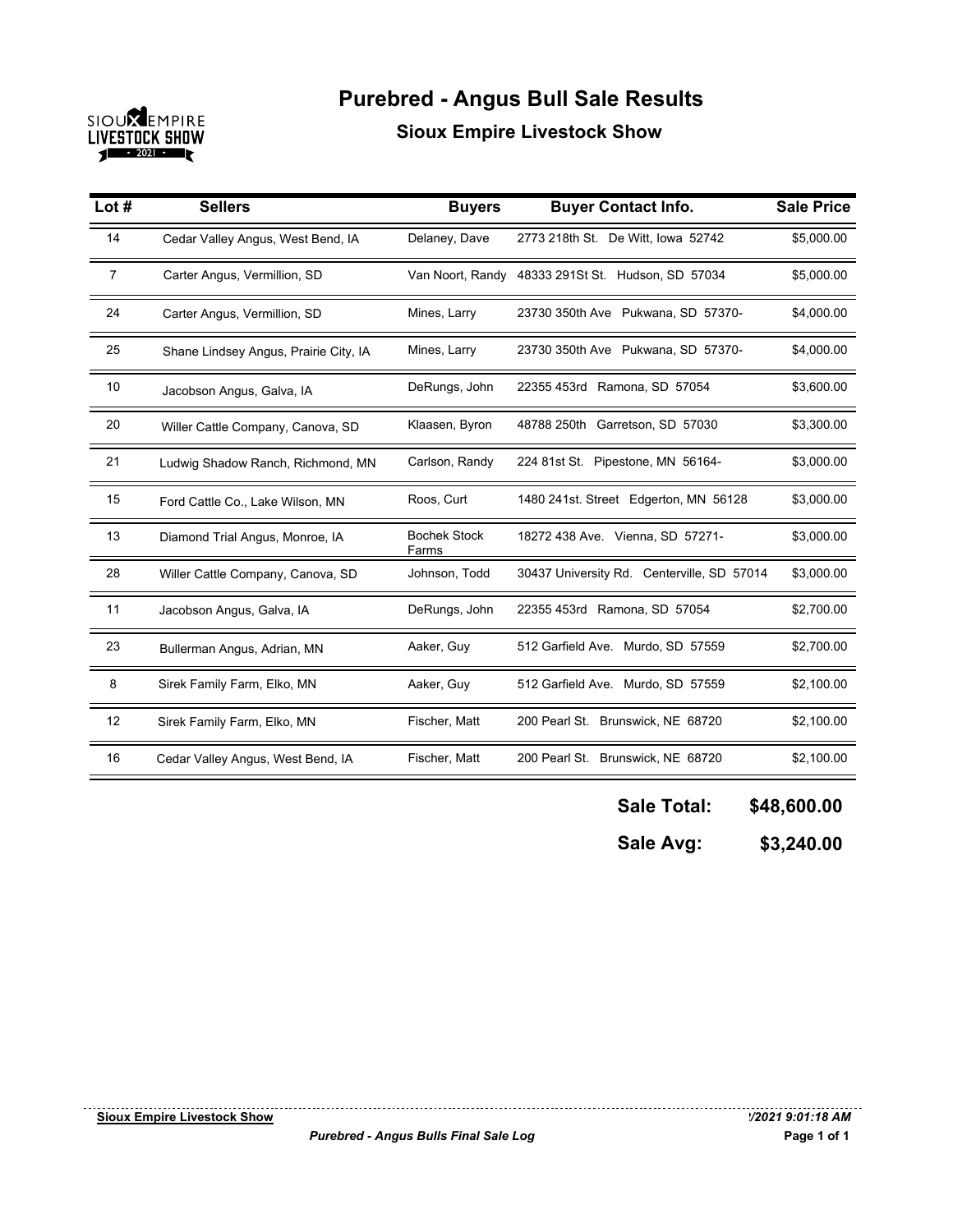# Purebred - Angus Bull Sale Results

## Sioux Empire Livestock Show

| Lot # | Sellers | Buyers | Buyer Contact Info. | Sale Price |
|---|---|---|---|---|
| 14 | Cedar Valley Angus, West Bend, IA | Delaney, Dave | 2773 218th St. De Witt, Iowa 52742 | $5,000.00 |
| 7 | Carter Angus, Vermillion, SD | Van Noort, Randy | 48333 291St St. Hudson, SD 57034 | $5,000.00 |
| 24 | Carter Angus, Vermillion, SD | Mines, Larry | 23730 350th Ave Pukwana, SD 57370- | $4,000.00 |
| 25 | Shane Lindsey Angus, Prairie City, IA | Mines, Larry | 23730 350th Ave Pukwana, SD 57370- | $4,000.00 |
| 10 | Jacobson Angus, Galva, IA | DeRungs, John | 22355 453rd Ramona, SD 57054 | $3,600.00 |
| 20 | Willer Cattle Company, Canova, SD | Klaasen, Byron | 48788 250th Garretson, SD 57030 | $3,300.00 |
| 21 | Ludwig Shadow Ranch, Richmond, MN | Carlson, Randy | 224 81st St. Pipestone, MN 56164- | $3,000.00 |
| 15 | Ford Cattle Co., Lake Wilson, MN | Roos, Curt | 1480 241st. Street Edgerton, MN 56128 | $3,000.00 |
| 13 | Diamond Trial Angus, Monroe, IA | Bochek Stock Farms | 18272 438 Ave. Vienna, SD 57271- | $3,000.00 |
| 28 | Willer Cattle Company, Canova, SD | Johnson, Todd | 30437 University Rd. Centerville, SD 57014 | $3,000.00 |
| 11 | Jacobson Angus, Galva, IA | DeRungs, John | 22355 453rd Ramona, SD 57054 | $2,700.00 |
| 23 | Bullerman Angus, Adrian, MN | Aaker, Guy | 512 Garfield Ave. Murdo, SD 57559 | $2,700.00 |
| 8 | Sirek Family Farm, Elko, MN | Aaker, Guy | 512 Garfield Ave. Murdo, SD 57559 | $2,100.00 |
| 12 | Sirek Family Farm, Elko, MN | Fischer, Matt | 200 Pearl St. Brunswick, NE 68720 | $2,100.00 |
| 16 | Cedar Valley Angus, West Bend, IA | Fischer, Matt | 200 Pearl St. Brunswick, NE 68720 | $2,100.00 |

**Sale Total: $48,600.00**

**Sale Avg: $3,240.00**